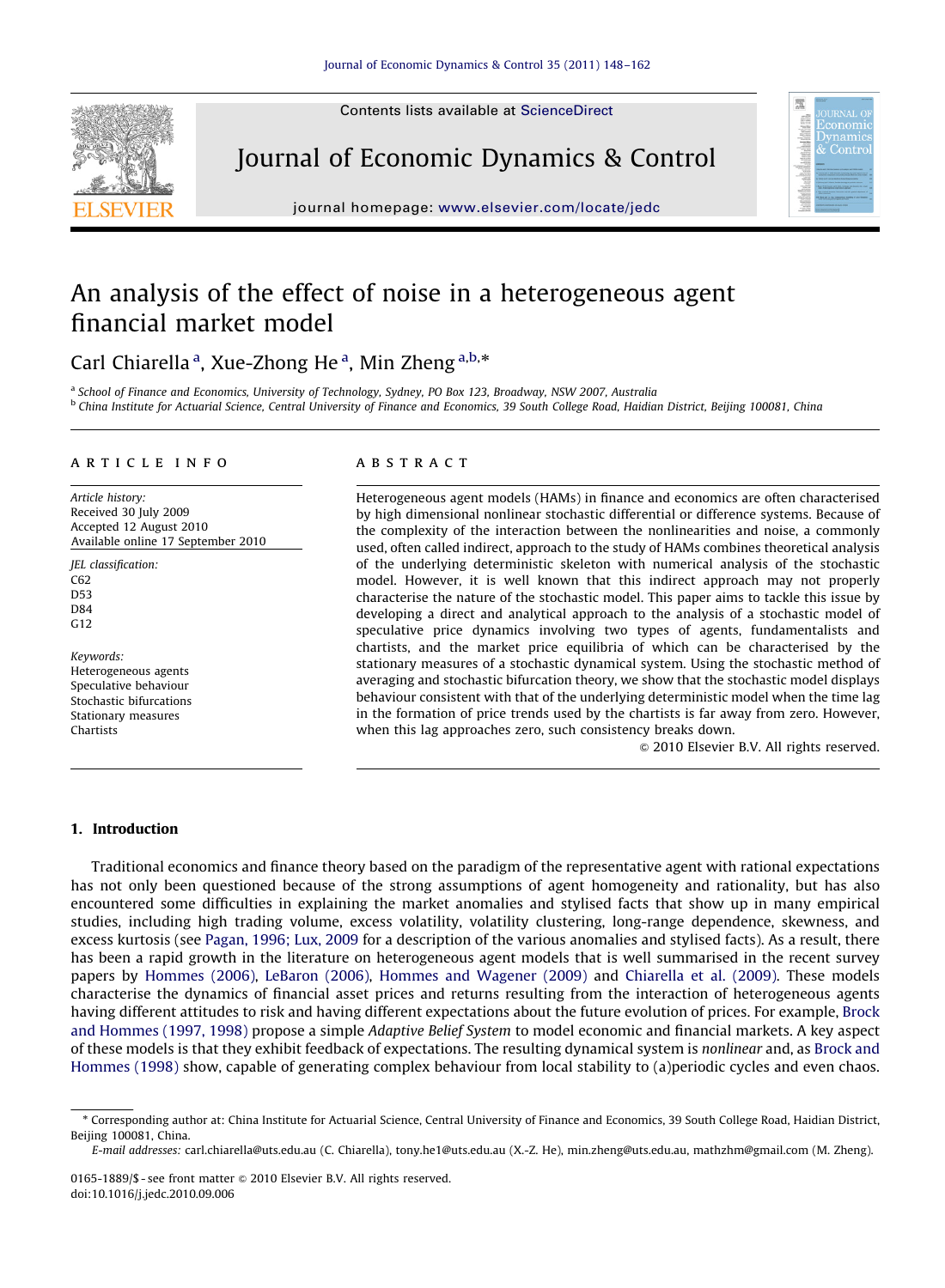# An analysis of the effect of noise in a heterogeneous agent financial market model

Carl Chiarella [a], Xue-Zhong He [a], Min Zheng [a,b,*]

[a] School of Finance and Economics, University of Technology, Sydney, PO Box 123, Broadway, NSW 2007, Australia

[b] China Institute for Actuarial Science, Central University of Finance and Economics, 39 South College Road, Haidian District, Beijing 100081, China

**ARTICLE INFO**

*Article history:*
Received 30 July 2009
Accepted 12 August 2010
Available online 17 September 2010

*JEL classification:*
C62
D53
D84
G12

*Keywords:*
Heterogeneous agents
Speculative behaviour
Stochastic bifurcations
Stationary measures
Chartists

**ABSTRACT**

Heterogeneous agent models (HAMs) in finance and economics are often characterised by high dimensional nonlinear stochastic differential or difference systems. Because of the complexity of the interaction between the nonlinearities and noise, a commonly used, often called indirect, approach to the study of HAMs combines theoretical analysis of the underlying deterministic skeleton with numerical analysis of the stochastic model. However, it is well known that this indirect approach may not properly characterise the nature of the stochastic model. This paper aims to tackle this issue by developing a direct and analytical approach to the analysis of a stochastic model of speculative price dynamics involving two types of agents, fundamentalists and chartists, and the market price equilibria of which can be characterised by the stationary measures of a stochastic dynamical system. Using the stochastic method of averaging and stochastic bifurcation theory, we show that the stochastic model displays behaviour consistent with that of the underlying deterministic model when the time lag in the formation of price trends used by the chartists is far away from zero. However, when this lag approaches zero, such consistency breaks down.

© 2010 Elsevier B.V. All rights reserved.

## 1. Introduction

Traditional economics and finance theory based on the paradigm of the representative agent with rational expectations has not only been questioned because of the strong assumptions of agent homogeneity and rationality, but has also encountered some difficulties in explaining the market anomalies and stylised facts that show up in many empirical studies, including high trading volume, excess volatility, volatility clustering, long-range dependence, skewness, and excess kurtosis (see Pagan, 1996; Lux, 2009 for a description of the various anomalies and stylised facts). As a result, there has been a rapid growth in the literature on heterogeneous agent models that is well summarised in the recent survey papers by Hommes (2006), LeBaron (2006), Hommes and Wagener (2009) and Chiarella et al. (2009). These models characterise the dynamics of financial asset prices and returns resulting from the interaction of heterogeneous agents having different attitudes to risk and having different expectations about the future evolution of prices. For example, Brock and Hommes (1997, 1998) propose a simple *Adaptive Belief System* to model economic and financial markets. A key aspect of these models is that they exhibit feedback of expectations. The resulting dynamical system is *nonlinear* and, as Brock and Hommes (1998) show, capable of generating complex behaviour from local stability to (a)periodic cycles and even chaos.

---

* Corresponding author at: China Institute for Actuarial Science, Central University of Finance and Economics, 39 South College Road, Haidian District, Beijing 100081, China.

*E-mail addresses:* carl.chiarella@uts.edu.au (C. Chiarella), tony.he1@uts.edu.au (X.-Z. He), min.zheng@uts.edu.au, mathzhm@gmail.com (M. Zheng).

0165-1889/$ - see front matter © 2010 Elsevier B.V. All rights reserved.
doi:10.1016/j.jedc.2010.09.006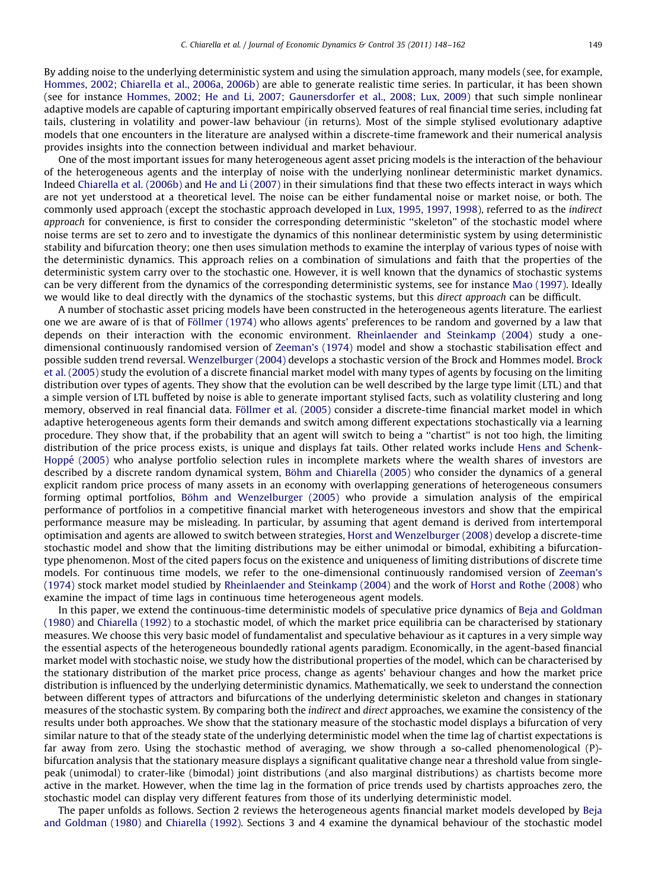By adding noise to the underlying deterministic system and using the simulation approach, many models (see, for example, Hommes, 2002; Chiarella et al., 2006a, 2006b) are able to generate realistic time series. In particular, it has been shown (see for instance Hommes, 2002; He and Li, 2007; Gaunersdorfer et al., 2008; Lux, 2009) that such simple nonlinear adaptive models are capable of capturing important empirically observed features of real financial time series, including fat tails, clustering in volatility and power-law behaviour (in returns). Most of the simple stylised evolutionary adaptive models that one encounters in the literature are analysed within a discrete-time framework and their numerical analysis provides insights into the connection between individual and market behaviour.

One of the most important issues for many heterogeneous agent asset pricing models is the interaction of the behaviour of the heterogeneous agents and the interplay of noise with the underlying nonlinear deterministic market dynamics. Indeed Chiarella et al. (2006b) and He and Li (2007) in their simulations find that these two effects interact in ways which are not yet understood at a theoretical level. The noise can be either fundamental noise or market noise, or both. The commonly used approach (except the stochastic approach developed in Lux, 1995, 1997, 1998), referred to as the *indirect approach* for convenience, is first to consider the corresponding deterministic ''skeleton'' of the stochastic model where noise terms are set to zero and to investigate the dynamics of this nonlinear deterministic system by using deterministic stability and bifurcation theory; one then uses simulation methods to examine the interplay of various types of noise with the deterministic dynamics. This approach relies on a combination of simulations and faith that the properties of the deterministic system carry over to the stochastic one. However, it is well known that the dynamics of stochastic systems can be very different from the dynamics of the corresponding deterministic systems, see for instance Mao (1997). Ideally we would like to deal directly with the dynamics of the stochastic systems, but this *direct approach* can be difficult.

A number of stochastic asset pricing models have been constructed in the heterogeneous agents literature. The earliest one we are aware of is that of Föllmer (1974) who allows agents' preferences to be random and governed by a law that depends on their interaction with the economic environment. Rheinlaender and Steinkamp (2004) study a one-dimensional continuously randomised version of Zeeman's (1974) model and show a stochastic stabilisation effect and possible sudden trend reversal. Wenzelburger (2004) develops a stochastic version of the Brock and Hommes model. Brock et al. (2005) study the evolution of a discrete financial market model with many types of agents by focusing on the limiting distribution over types of agents. They show that the evolution can be well described by the large type limit (LTL) and that a simple version of LTL buffeted by noise is able to generate important stylised facts, such as volatility clustering and long memory, observed in real financial data. Föllmer et al. (2005) consider a discrete-time financial market model in which adaptive heterogeneous agents form their demands and switch among different expectations stochastically via a learning procedure. They show that, if the probability that an agent will switch to being a ''chartist'' is not too high, the limiting distribution of the price process exists, is unique and displays fat tails. Other related works include Hens and Schenk-Hoppé (2005) who analyse portfolio selection rules in incomplete markets where the wealth shares of investors are described by a discrete random dynamical system, Böhm and Chiarella (2005) who consider the dynamics of a general explicit random price process of many assets in an economy with overlapping generations of heterogeneous consumers forming optimal portfolios, Böhm and Wenzelburger (2005) who provide a simulation analysis of the empirical performance of portfolios in a competitive financial market with heterogeneous investors and show that the empirical performance measure may be misleading. In particular, by assuming that agent demand is derived from intertemporal optimisation and agents are allowed to switch between strategies, Horst and Wenzelburger (2008) develop a discrete-time stochastic model and show that the limiting distributions may be either unimodal or bimodal, exhibiting a bifurcation-type phenomenon. Most of the cited papers focus on the existence and uniqueness of limiting distributions of discrete time models. For continuous time models, we refer to the one-dimensional continuously randomised version of Zeeman's (1974) stock market model studied by Rheinlaender and Steinkamp (2004) and the work of Horst and Rothe (2008) who examine the impact of time lags in continuous time heterogeneous agent models.

In this paper, we extend the continuous-time deterministic models of speculative price dynamics of Beja and Goldman (1980) and Chiarella (1992) to a stochastic model, of which the market price equilibria can be characterised by stationary measures. We choose this very basic model of fundamentalist and speculative behaviour as it captures in a very simple way the essential aspects of the heterogeneous boundedly rational agents paradigm. Economically, in the agent-based financial market model with stochastic noise, we study how the distributional properties of the model, which can be characterised by the stationary distribution of the market price process, change as agents' behaviour changes and how the market price distribution is influenced by the underlying deterministic dynamics. Mathematically, we seek to understand the connection between different types of attractors and bifurcations of the underlying deterministic skeleton and changes in stationary measures of the stochastic system. By comparing both the *indirect* and *direct* approaches, we examine the consistency of the results under both approaches. We show that the stationary measure of the stochastic model displays a bifurcation of very similar nature to that of the steady state of the underlying deterministic model when the time lag of chartist expectations is far away from zero. Using the stochastic method of averaging, we show through a so-called phenomenological (P)-bifurcation analysis that the stationary measure displays a significant qualitative change near a threshold value from single-peak (unimodal) to crater-like (bimodal) joint distributions (and also marginal distributions) as chartists become more active in the market. However, when the time lag in the formation of price trends used by chartists approaches zero, the stochastic model can display very different features from those of its underlying deterministic model.

The paper unfolds as follows. Section 2 reviews the heterogeneous agents financial market models developed by Beja and Goldman (1980) and Chiarella (1992). Sections 3 and 4 examine the dynamical behaviour of the stochastic model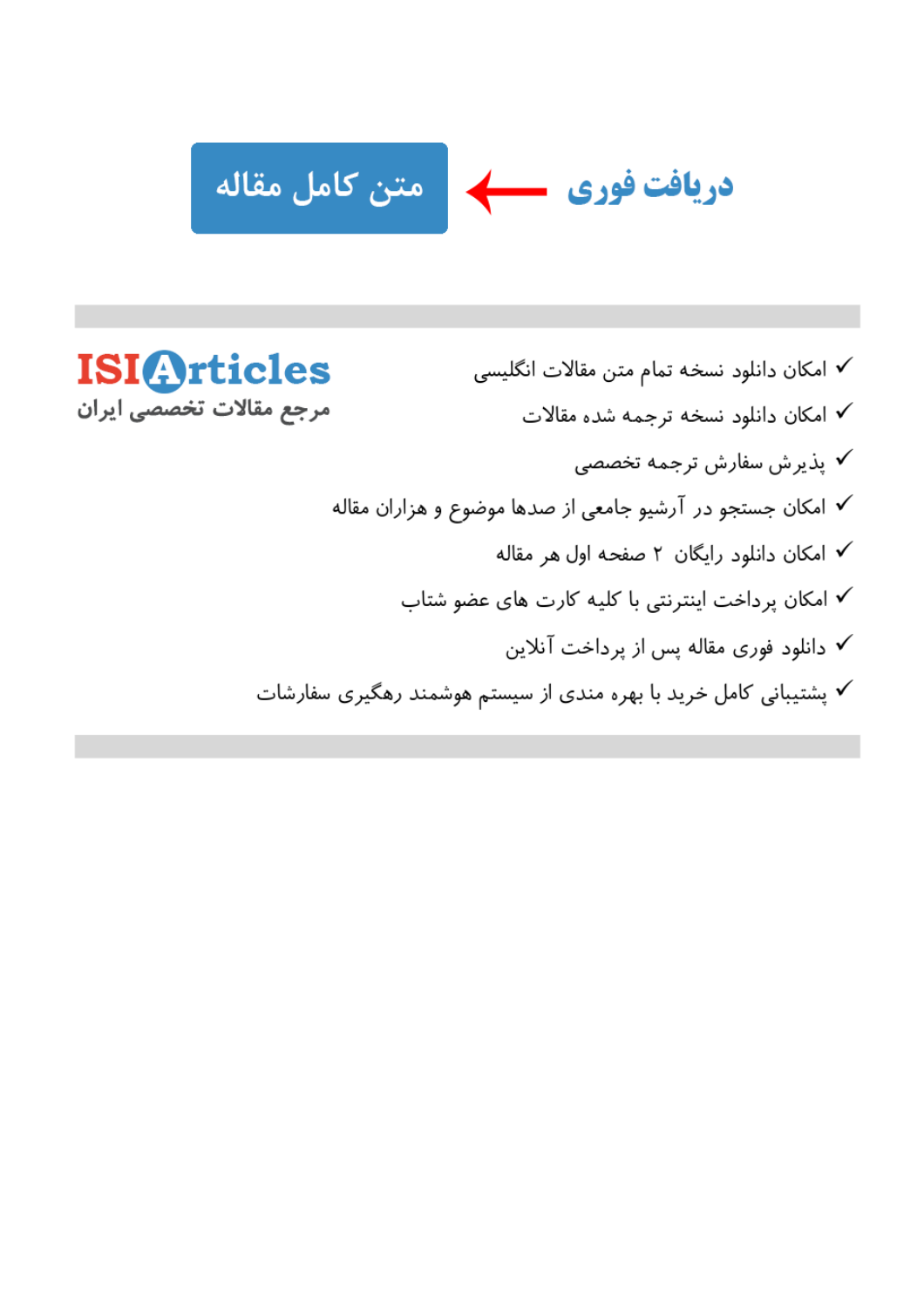دریافت فوری ← **متن کامل مقاله**

**ISIArticles**
مرجع مقالات تخصصی ایران

- ✓ امکان دانلود نسخه تمام متن مقالات انگلیسی
- ✓ امکان دانلود نسخه ترجمه شده مقالات
- ✓ پذیرش سفارش ترجمه تخصصی
- ✓ امکان جستجو در آرشیو جامعی از صدها موضوع و هزاران مقاله
- ✓ امکان دانلود رایگان ۲ صفحه اول هر مقاله
- ✓ امکان پرداخت اینترنتی با کلیه کارت های عضو شتاب
- ✓ دانلود فوری مقاله پس از پرداخت آنلاین
- ✓ پشتیبانی کامل خرید با بهره مندی از سیستم هوشمند رهگیری سفارشات